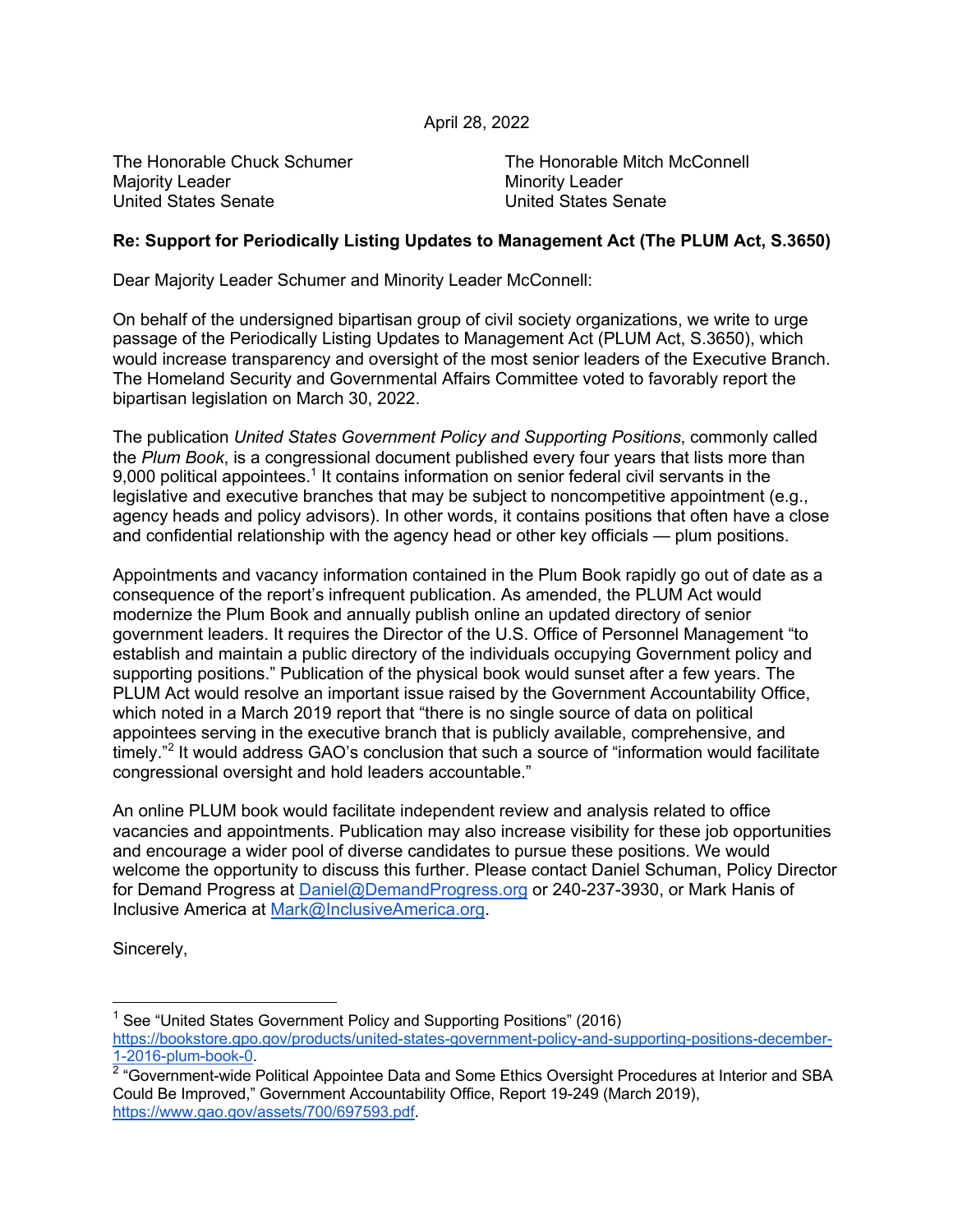April 28, 2022

The Honorable Chuck Schumer
Majority Leader
United States Senate

The Honorable Mitch McConnell
Minority Leader
United States Senate

**Re: Support for Periodically Listing Updates to Management Act (The PLUM Act, S.3650)**

Dear Majority Leader Schumer and Minority Leader McConnell:

On behalf of the undersigned bipartisan group of civil society organizations, we write to urge passage of the Periodically Listing Updates to Management Act (PLUM Act, S.3650), which would increase transparency and oversight of the most senior leaders of the Executive Branch. The Homeland Security and Governmental Affairs Committee voted to favorably report the bipartisan legislation on March 30, 2022.

The publication *United States Government Policy and Supporting Positions*, commonly called the *Plum Book*, is a congressional document published every four years that lists more than 9,000 political appointees.[1] It contains information on senior federal civil servants in the legislative and executive branches that may be subject to noncompetitive appointment (e.g., agency heads and policy advisors). In other words, it contains positions that often have a close and confidential relationship with the agency head or other key officials — plum positions.

Appointments and vacancy information contained in the Plum Book rapidly go out of date as a consequence of the report's infrequent publication. As amended, the PLUM Act would modernize the Plum Book and annually publish online an updated directory of senior government leaders. It requires the Director of the U.S. Office of Personnel Management "to establish and maintain a public directory of the individuals occupying Government policy and supporting positions." Publication of the physical book would sunset after a few years. The PLUM Act would resolve an important issue raised by the Government Accountability Office, which noted in a March 2019 report that "there is no single source of data on political appointees serving in the executive branch that is publicly available, comprehensive, and timely."[2] It would address GAO's conclusion that such a source of "information would facilitate congressional oversight and hold leaders accountable."

An online PLUM book would facilitate independent review and analysis related to office vacancies and appointments. Publication may also increase visibility for these job opportunities and encourage a wider pool of diverse candidates to pursue these positions. We would welcome the opportunity to discuss this further. Please contact Daniel Schuman, Policy Director for Demand Progress at Daniel@DemandProgress.org or 240-237-3930, or Mark Hanis of Inclusive America at Mark@InclusiveAmerica.org.

Sincerely,

---

[1] See "United States Government Policy and Supporting Positions" (2016) https://bookstore.gpo.gov/products/united-states-government-policy-and-supporting-positions-december-1-2016-plum-book-0.

[2] "Government-wide Political Appointee Data and Some Ethics Oversight Procedures at Interior and SBA Could Be Improved," Government Accountability Office, Report 19-249 (March 2019), https://www.gao.gov/assets/700/697593.pdf.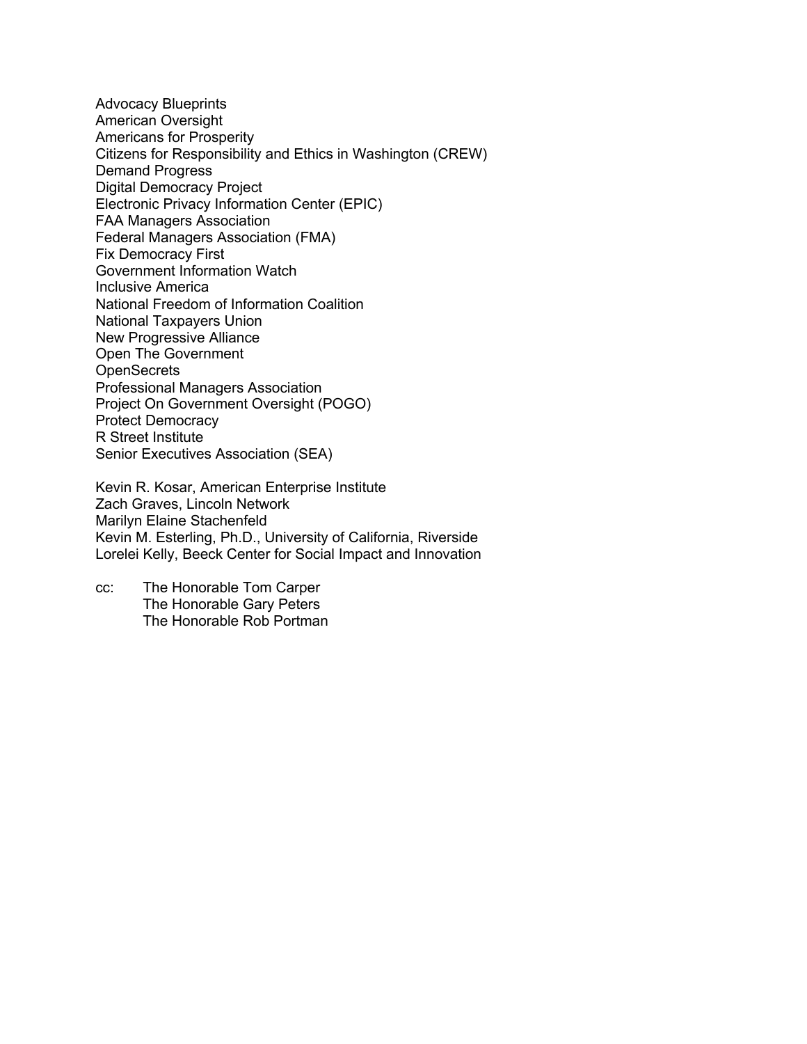Advocacy Blueprints
American Oversight
Americans for Prosperity
Citizens for Responsibility and Ethics in Washington (CREW)
Demand Progress
Digital Democracy Project
Electronic Privacy Information Center (EPIC)
FAA Managers Association
Federal Managers Association (FMA)
Fix Democracy First
Government Information Watch
Inclusive America
National Freedom of Information Coalition
National Taxpayers Union
New Progressive Alliance
Open The Government
OpenSecrets
Professional Managers Association
Project On Government Oversight (POGO)
Protect Democracy
R Street Institute
Senior Executives Association (SEA)

Kevin R. Kosar, American Enterprise Institute
Zach Graves, Lincoln Network
Marilyn Elaine Stachenfeld
Kevin M. Esterling, Ph.D., University of California, Riverside
Lorelei Kelly, Beeck Center for Social Impact and Innovation

cc: The Honorable Tom Carper
The Honorable Gary Peters
The Honorable Rob Portman